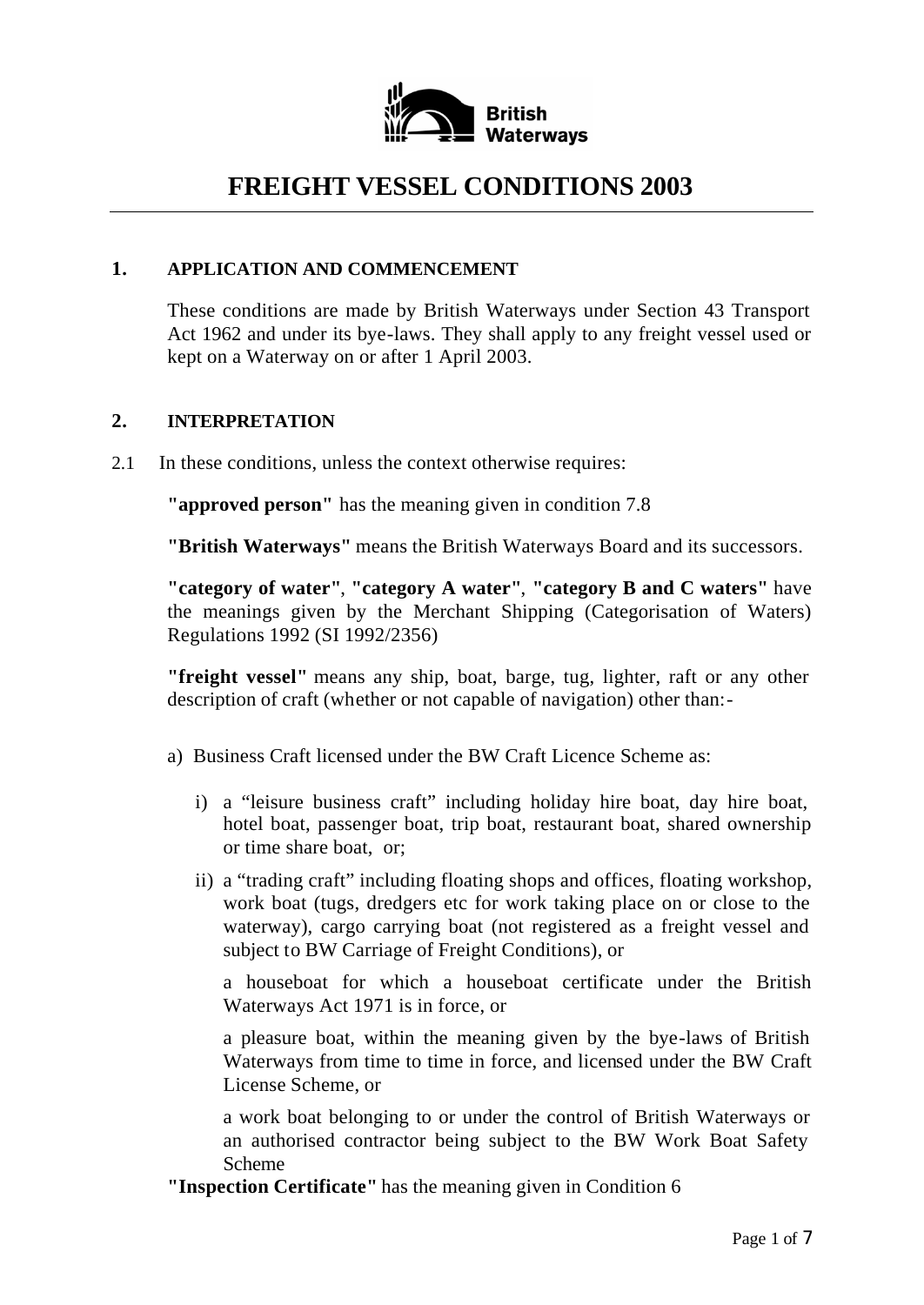# FREIGHT VESSEL CONDITIONS 2003

## 1. APPLICATION AND COMMENCEMENT

These conditions are made by British Waterways under Section 43 Transport Act 1962 and under its bye-laws. They shall apply to any freight vessel used or kept on a Waterway on or after 1 April 2003.

## 2. INTERPRETATION

2.1 In these conditions, unless the context otherwise requires:

**"approved person"** has the meaning given in condition 7.8

**"British Waterways"** means the British Waterways Board and its successors.

**"category of water"**, **"category A water"**, **"category B and C waters"** have the meanings given by the Merchant Shipping (Categorisation of Waters) Regulations 1992 (SI 1992/2356)

**"freight vessel"** means any ship, boat, barge, tug, lighter, raft or any other description of craft (whether or not capable of navigation) other than:-

a) Business Craft licensed under the BW Craft Licence Scheme as:

   i) a "leisure business craft" including holiday hire boat, day hire boat, hotel boat, passenger boat, trip boat, restaurant boat, shared ownership or time share boat, or;

   ii) a "trading craft" including floating shops and offices, floating workshop, work boat (tugs, dredgers etc for work taking place on or close to the waterway), cargo carrying boat (not registered as a freight vessel and subject to BW Carriage of Freight Conditions), or

   a houseboat for which a houseboat certificate under the British Waterways Act 1971 is in force, or

   a pleasure boat, within the meaning given by the bye-laws of British Waterways from time to time in force, and licensed under the BW Craft License Scheme, or

   a work boat belonging to or under the control of British Waterways or an authorised contractor being subject to the BW Work Boat Safety Scheme

**"Inspection Certificate"** has the meaning given in Condition 6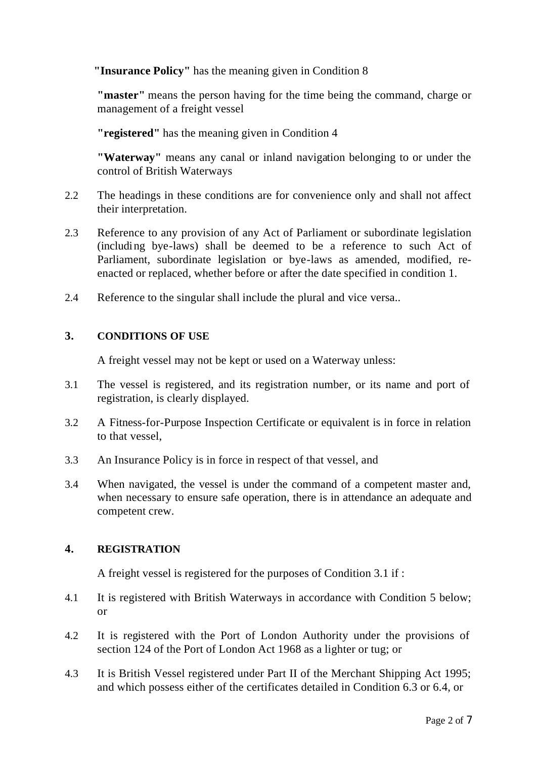**"Insurance Policy"** has the meaning given in Condition 8

**"master"** means the person having for the time being the command, charge or management of a freight vessel

**"registered"** has the meaning given in Condition 4

**"Waterway"** means any canal or inland navigation belonging to or under the control of British Waterways

2.2 The headings in these conditions are for convenience only and shall not affect their interpretation.

2.3 Reference to any provision of any Act of Parliament or subordinate legislation (including bye-laws) shall be deemed to be a reference to such Act of Parliament, subordinate legislation or bye-laws as amended, modified, re-enacted or replaced, whether before or after the date specified in condition 1.

2.4 Reference to the singular shall include the plural and vice versa..

## 3. CONDITIONS OF USE

A freight vessel may not be kept or used on a Waterway unless:

3.1 The vessel is registered, and its registration number, or its name and port of registration, is clearly displayed.

3.2 A Fitness-for-Purpose Inspection Certificate or equivalent is in force in relation to that vessel,

3.3 An Insurance Policy is in force in respect of that vessel, and

3.4 When navigated, the vessel is under the command of a competent master and, when necessary to ensure safe operation, there is in attendance an adequate and competent crew.

## 4. REGISTRATION

A freight vessel is registered for the purposes of Condition 3.1 if :

4.1 It is registered with British Waterways in accordance with Condition 5 below; or

4.2 It is registered with the Port of London Authority under the provisions of section 124 of the Port of London Act 1968 as a lighter or tug; or

4.3 It is British Vessel registered under Part II of the Merchant Shipping Act 1995; and which possess either of the certificates detailed in Condition 6.3 or 6.4, or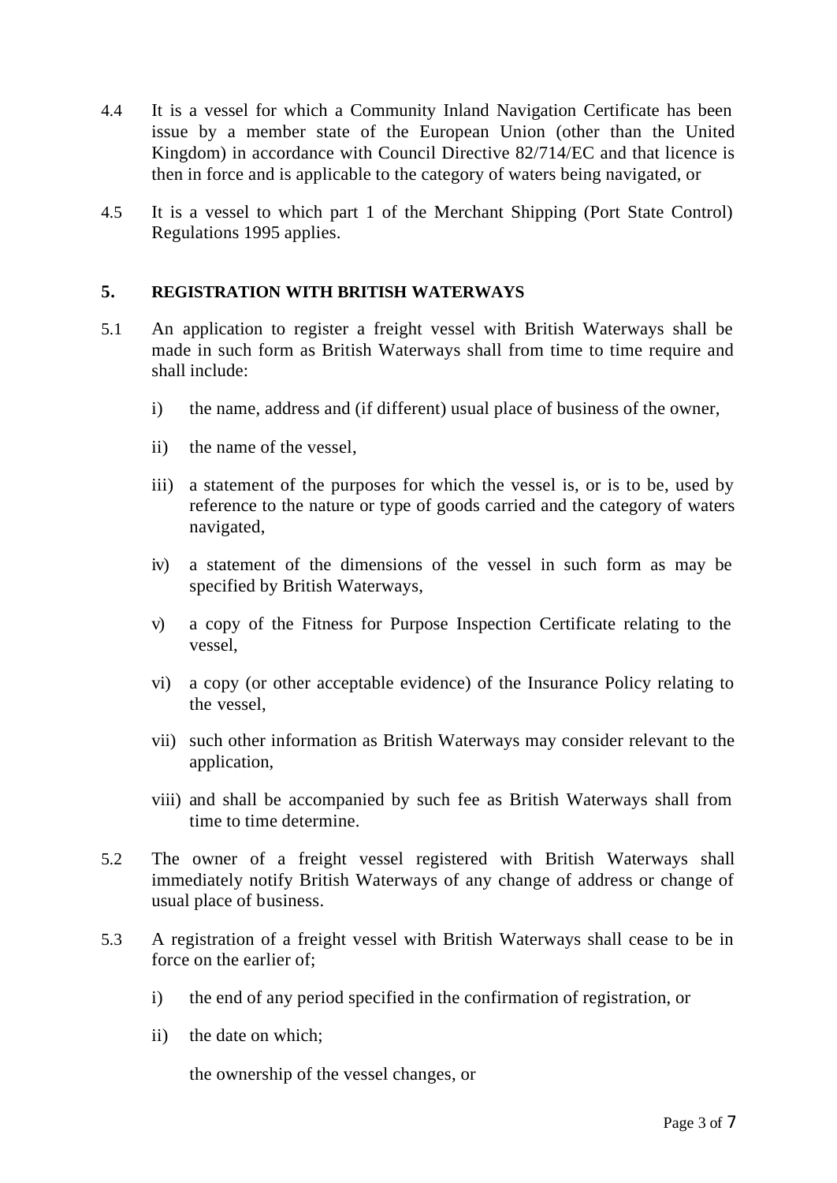4.4 It is a vessel for which a Community Inland Navigation Certificate has been issue by a member state of the European Union (other than the United Kingdom) in accordance with Council Directive 82/714/EC and that licence is then in force and is applicable to the category of waters being navigated, or

4.5 It is a vessel to which part 1 of the Merchant Shipping (Port State Control) Regulations 1995 applies.

## 5. REGISTRATION WITH BRITISH WATERWAYS

5.1 An application to register a freight vessel with British Waterways shall be made in such form as British Waterways shall from time to time require and shall include:

i) the name, address and (if different) usual place of business of the owner,

ii) the name of the vessel,

iii) a statement of the purposes for which the vessel is, or is to be, used by reference to the nature or type of goods carried and the category of waters navigated,

iv) a statement of the dimensions of the vessel in such form as may be specified by British Waterways,

v) a copy of the Fitness for Purpose Inspection Certificate relating to the vessel,

vi) a copy (or other acceptable evidence) of the Insurance Policy relating to the vessel,

vii) such other information as British Waterways may consider relevant to the application,

viii) and shall be accompanied by such fee as British Waterways shall from time to time determine.

5.2 The owner of a freight vessel registered with British Waterways shall immediately notify British Waterways of any change of address or change of usual place of business.

5.3 A registration of a freight vessel with British Waterways shall cease to be in force on the earlier of;

i) the end of any period specified in the confirmation of registration, or

ii) the date on which;

the ownership of the vessel changes, or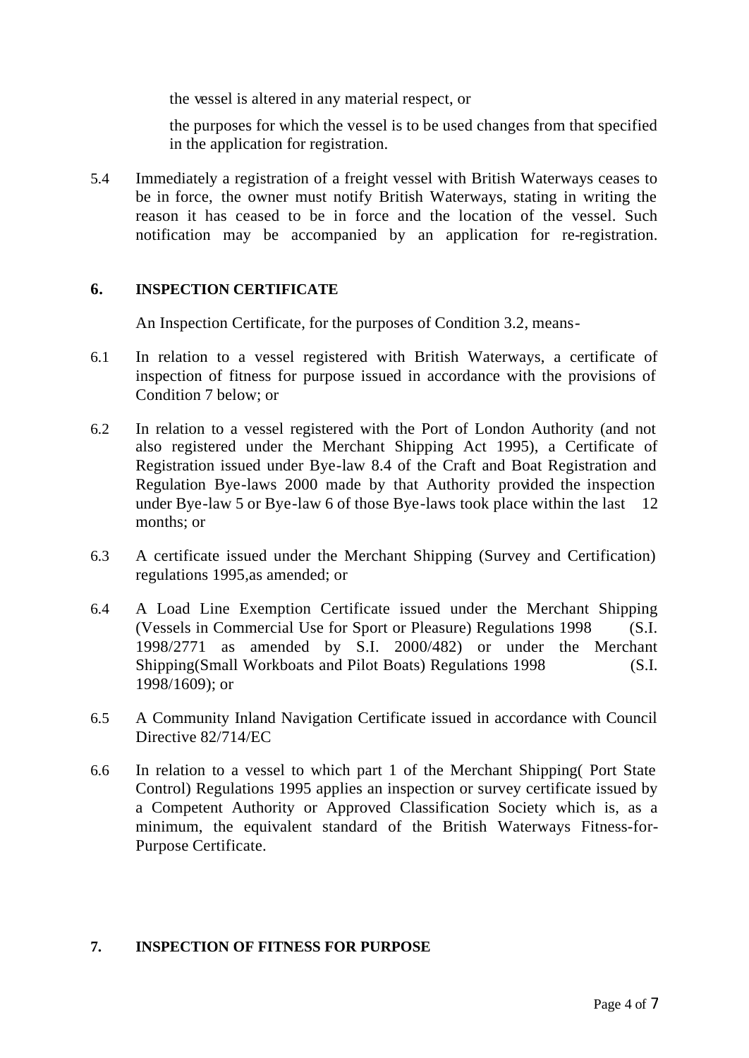the vessel is altered in any material respect, or

the purposes for which the vessel is to be used changes from that specified in the application for registration.

5.4 Immediately a registration of a freight vessel with British Waterways ceases to be in force, the owner must notify British Waterways, stating in writing the reason it has ceased to be in force and the location of the vessel. Such notification may be accompanied by an application for re-registration.

## 6. INSPECTION CERTIFICATE

An Inspection Certificate, for the purposes of Condition 3.2, means-

6.1 In relation to a vessel registered with British Waterways, a certificate of inspection of fitness for purpose issued in accordance with the provisions of Condition 7 below; or

6.2 In relation to a vessel registered with the Port of London Authority (and not also registered under the Merchant Shipping Act 1995), a Certificate of Registration issued under Bye-law 8.4 of the Craft and Boat Registration and Regulation Bye-laws 2000 made by that Authority provided the inspection under Bye-law 5 or Bye-law 6 of those Bye-laws took place within the last 12 months; or

6.3 A certificate issued under the Merchant Shipping (Survey and Certification) regulations 1995,as amended; or

6.4 A Load Line Exemption Certificate issued under the Merchant Shipping (Vessels in Commercial Use for Sport or Pleasure) Regulations 1998 (S.I. 1998/2771 as amended by S.I. 2000/482) or under the Merchant Shipping(Small Workboats and Pilot Boats) Regulations 1998 (S.I. 1998/1609); or

6.5 A Community Inland Navigation Certificate issued in accordance with Council Directive 82/714/EC

6.6 In relation to a vessel to which part 1 of the Merchant Shipping( Port State Control) Regulations 1995 applies an inspection or survey certificate issued by a Competent Authority or Approved Classification Society which is, as a minimum, the equivalent standard of the British Waterways Fitness-for-Purpose Certificate.

## 7. INSPECTION OF FITNESS FOR PURPOSE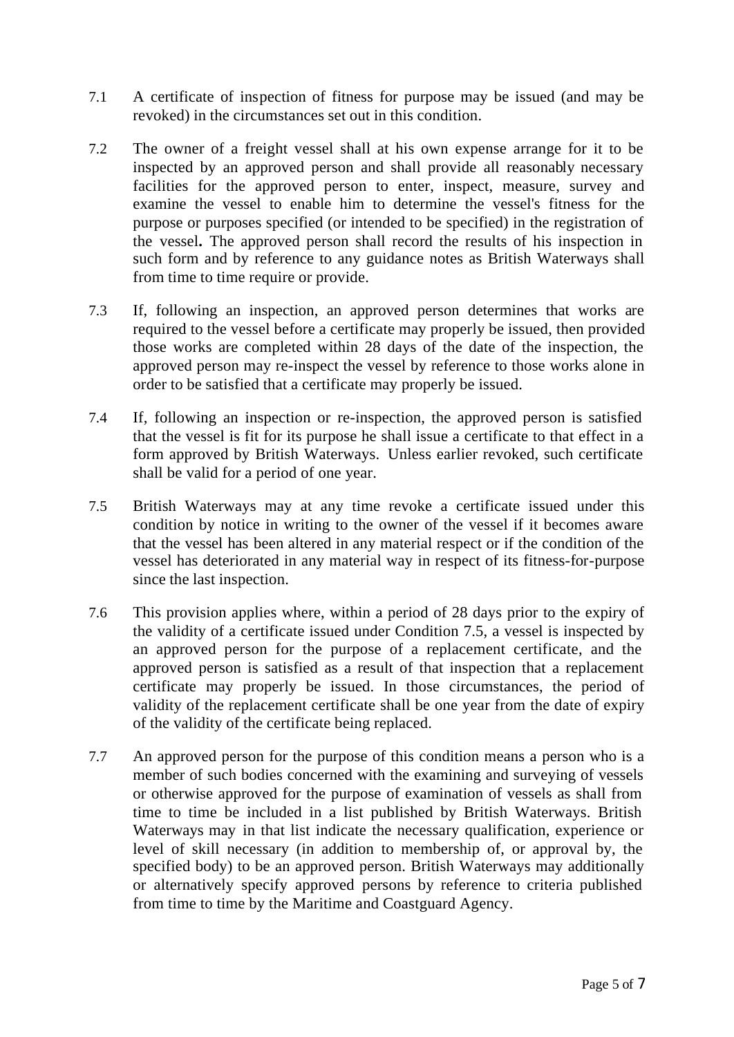7.1 A certificate of inspection of fitness for purpose may be issued (and may be revoked) in the circumstances set out in this condition.

7.2 The owner of a freight vessel shall at his own expense arrange for it to be inspected by an approved person and shall provide all reasonably necessary facilities for the approved person to enter, inspect, measure, survey and examine the vessel to enable him to determine the vessel's fitness for the purpose or purposes specified (or intended to be specified) in the registration of the vessel**.** The approved person shall record the results of his inspection in such form and by reference to any guidance notes as British Waterways shall from time to time require or provide.

7.3 If, following an inspection, an approved person determines that works are required to the vessel before a certificate may properly be issued, then provided those works are completed within 28 days of the date of the inspection, the approved person may re-inspect the vessel by reference to those works alone in order to be satisfied that a certificate may properly be issued.

7.4 If, following an inspection or re-inspection, the approved person is satisfied that the vessel is fit for its purpose he shall issue a certificate to that effect in a form approved by British Waterways. Unless earlier revoked, such certificate shall be valid for a period of one year.

7.5 British Waterways may at any time revoke a certificate issued under this condition by notice in writing to the owner of the vessel if it becomes aware that the vessel has been altered in any material respect or if the condition of the vessel has deteriorated in any material way in respect of its fitness-for-purpose since the last inspection.

7.6 This provision applies where, within a period of 28 days prior to the expiry of the validity of a certificate issued under Condition 7.5, a vessel is inspected by an approved person for the purpose of a replacement certificate, and the approved person is satisfied as a result of that inspection that a replacement certificate may properly be issued. In those circumstances, the period of validity of the replacement certificate shall be one year from the date of expiry of the validity of the certificate being replaced.

7.7 An approved person for the purpose of this condition means a person who is a member of such bodies concerned with the examining and surveying of vessels or otherwise approved for the purpose of examination of vessels as shall from time to time be included in a list published by British Waterways. British Waterways may in that list indicate the necessary qualification, experience or level of skill necessary (in addition to membership of, or approval by, the specified body) to be an approved person. British Waterways may additionally or alternatively specify approved persons by reference to criteria published from time to time by the Maritime and Coastguard Agency.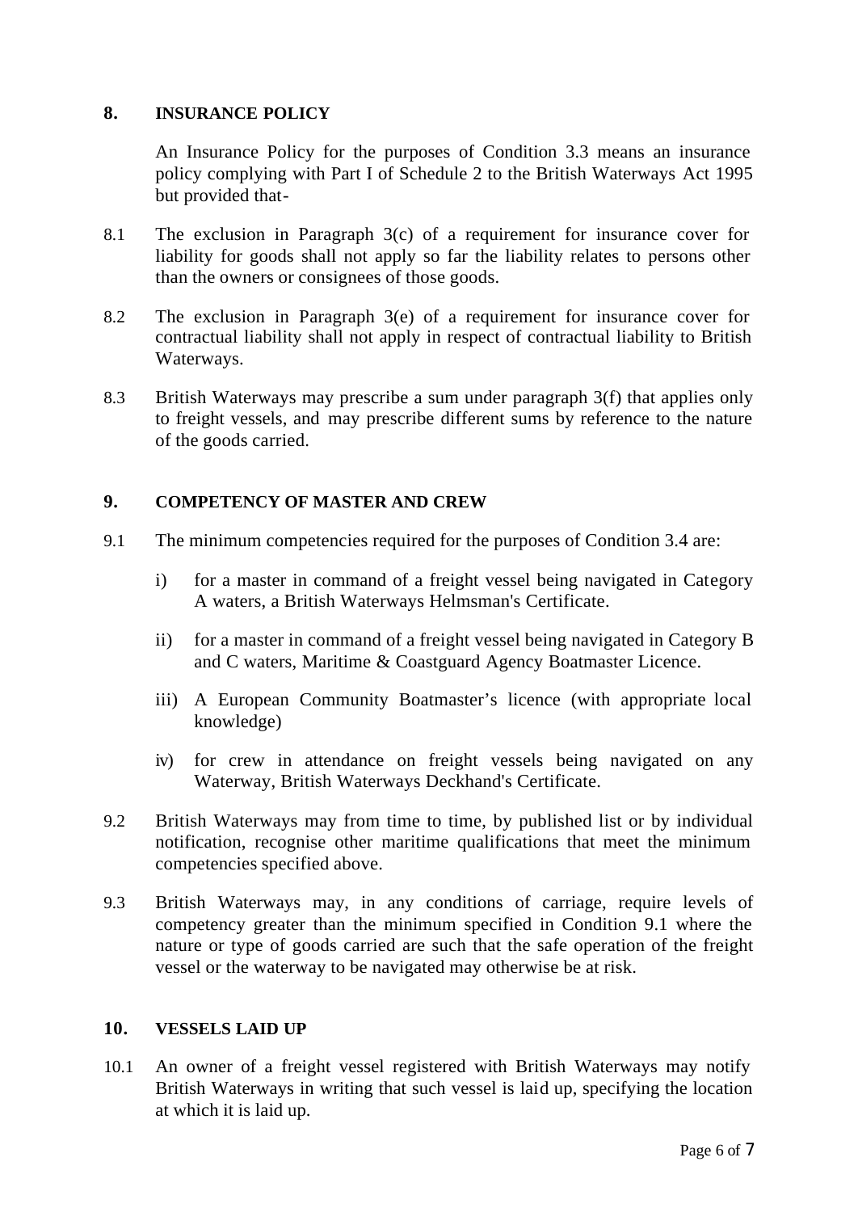## 8. INSURANCE POLICY

An Insurance Policy for the purposes of Condition 3.3 means an insurance policy complying with Part I of Schedule 2 to the British Waterways Act 1995 but provided that-

8.1 The exclusion in Paragraph 3(c) of a requirement for insurance cover for liability for goods shall not apply so far the liability relates to persons other than the owners or consignees of those goods.

8.2 The exclusion in Paragraph 3(e) of a requirement for insurance cover for contractual liability shall not apply in respect of contractual liability to British Waterways.

8.3 British Waterways may prescribe a sum under paragraph 3(f) that applies only to freight vessels, and may prescribe different sums by reference to the nature of the goods carried.

## 9. COMPETENCY OF MASTER AND CREW

9.1 The minimum competencies required for the purposes of Condition 3.4 are:

i) for a master in command of a freight vessel being navigated in Category A waters, a British Waterways Helmsman's Certificate.

ii) for a master in command of a freight vessel being navigated in Category B and C waters, Maritime & Coastguard Agency Boatmaster Licence.

iii) A European Community Boatmaster's licence (with appropriate local knowledge)

iv) for crew in attendance on freight vessels being navigated on any Waterway, British Waterways Deckhand's Certificate.

9.2 British Waterways may from time to time, by published list or by individual notification, recognise other maritime qualifications that meet the minimum competencies specified above.

9.3 British Waterways may, in any conditions of carriage, require levels of competency greater than the minimum specified in Condition 9.1 where the nature or type of goods carried are such that the safe operation of the freight vessel or the waterway to be navigated may otherwise be at risk.

## 10. VESSELS LAID UP

10.1 An owner of a freight vessel registered with British Waterways may notify British Waterways in writing that such vessel is laid up, specifying the location at which it is laid up.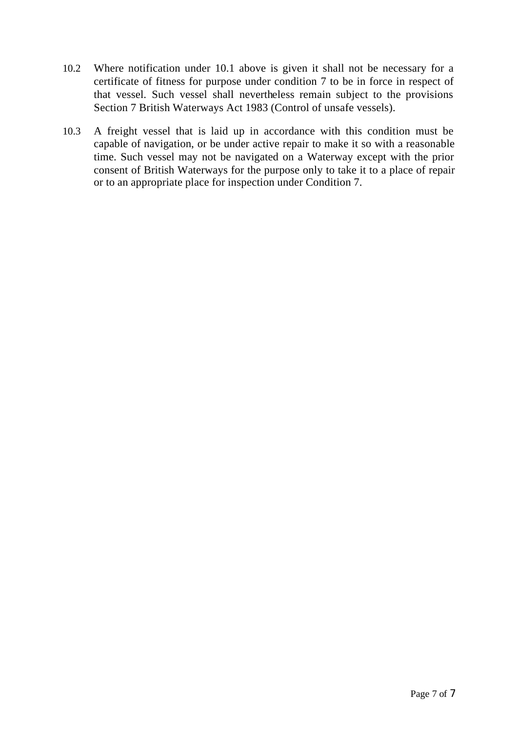10.2 Where notification under 10.1 above is given it shall not be necessary for a certificate of fitness for purpose under condition 7 to be in force in respect of that vessel. Such vessel shall nevertheless remain subject to the provisions Section 7 British Waterways Act 1983 (Control of unsafe vessels).

10.3 A freight vessel that is laid up in accordance with this condition must be capable of navigation, or be under active repair to make it so with a reasonable time. Such vessel may not be navigated on a Waterway except with the prior consent of British Waterways for the purpose only to take it to a place of repair or to an appropriate place for inspection under Condition 7.